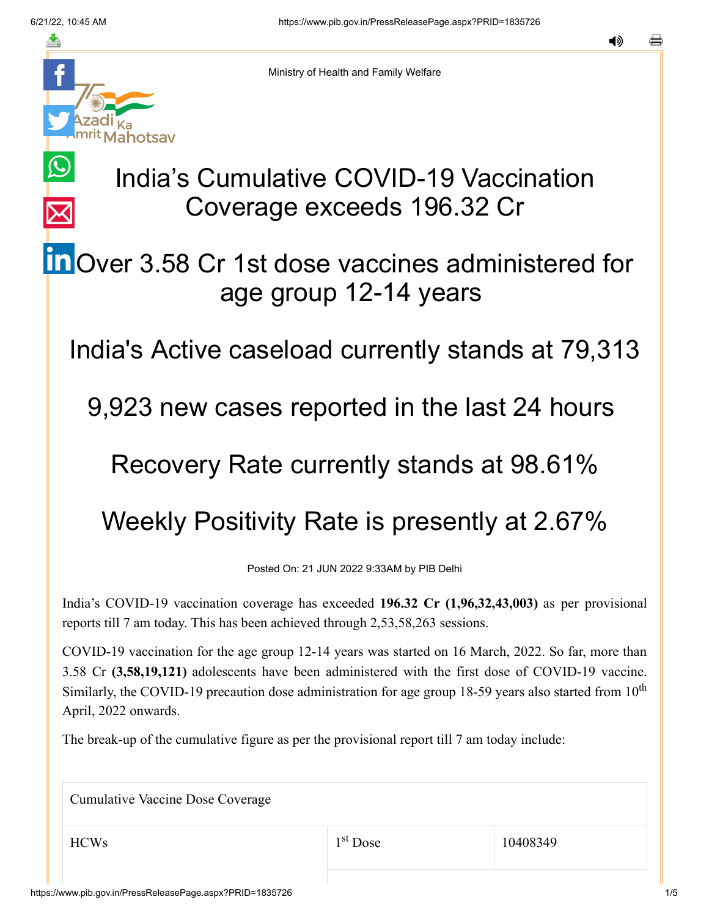Ministry of Health and Family Welfare

# India's Cumulative COVID-19 Vaccination Coverage exceeds 196.32 Cr

## Over 3.58 Cr 1st dose vaccines administered for age group 12-14 years

## India's Active caseload currently stands at 79,313

## 9,923 new cases reported in the last 24 hours

## Recovery Rate currently stands at 98.61%

## Weekly Positivity Rate is presently at 2.67%

Posted On: 21 JUN 2022 9:33AM by PIB Delhi

India's COVID-19 vaccination coverage has exceeded **196.32 Cr (1,96,32,43,003)** as per provisional reports till 7 am today. This has been achieved through 2,53,58,263 sessions.

COVID-19 vaccination for the age group 12-14 years was started on 16 March, 2022. So far, more than 3.58 Cr **(3,58,19,121)** adolescents have been administered with the first dose of COVID-19 vaccine. Similarly, the COVID-19 precaution dose administration for age group 18-59 years also started from 10th April, 2022 onwards.

The break-up of the cumulative figure as per the provisional report till 7 am today include:

| Cumulative Vaccine Dose Coverage | | |
|---|---|---|
| HCWs | 1st Dose | 10408349 |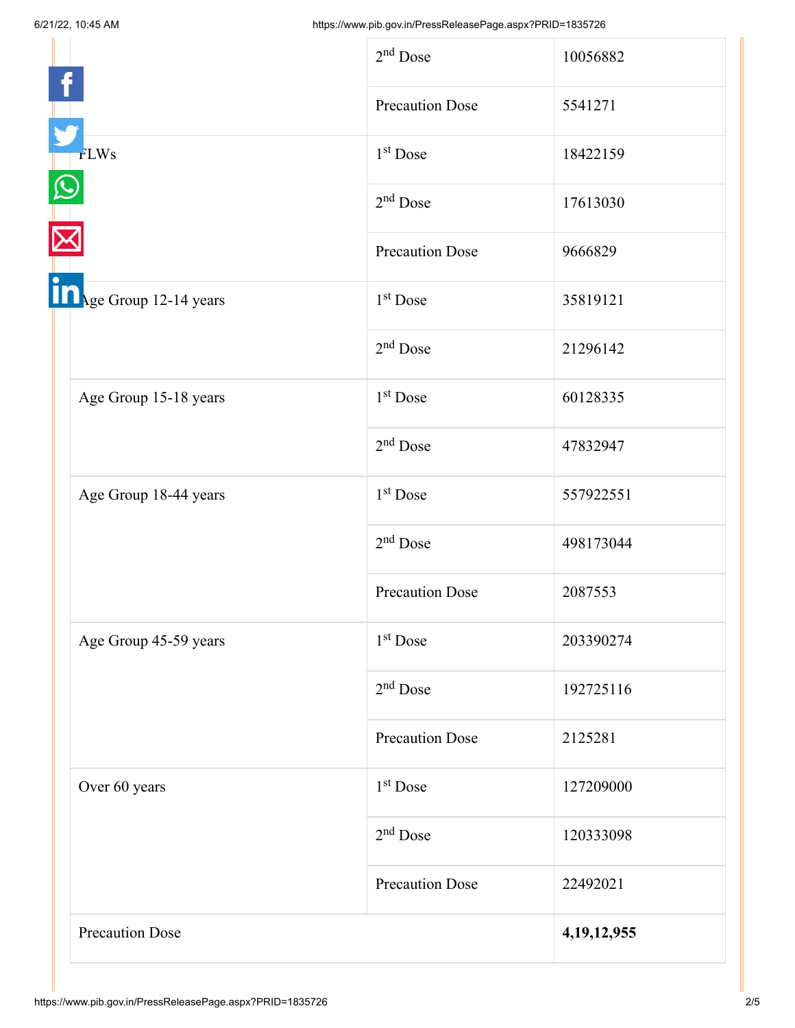| | | |
|---|---|---|
| | 2nd Dose | 10056882 |
| | Precaution Dose | 5541271 |
| FLWs | 1st Dose | 18422159 |
| | 2nd Dose | 17613030 |
| | Precaution Dose | 9666829 |
| Age Group 12-14 years | 1st Dose | 35819121 |
| | 2nd Dose | 21296142 |
| Age Group 15-18 years | 1st Dose | 60128335 |
| | 2nd Dose | 47832947 |
| Age Group 18-44 years | 1st Dose | 557922551 |
| | 2nd Dose | 498173044 |
| | Precaution Dose | 2087553 |
| Age Group 45-59 years | 1st Dose | 203390274 |
| | 2nd Dose | 192725116 |
| | Precaution Dose | 2125281 |
| Over 60 years | 1st Dose | 127209000 |
| | 2nd Dose | 120333098 |
| | Precaution Dose | 22492021 |
| Precaution Dose | | **4,19,12,955** |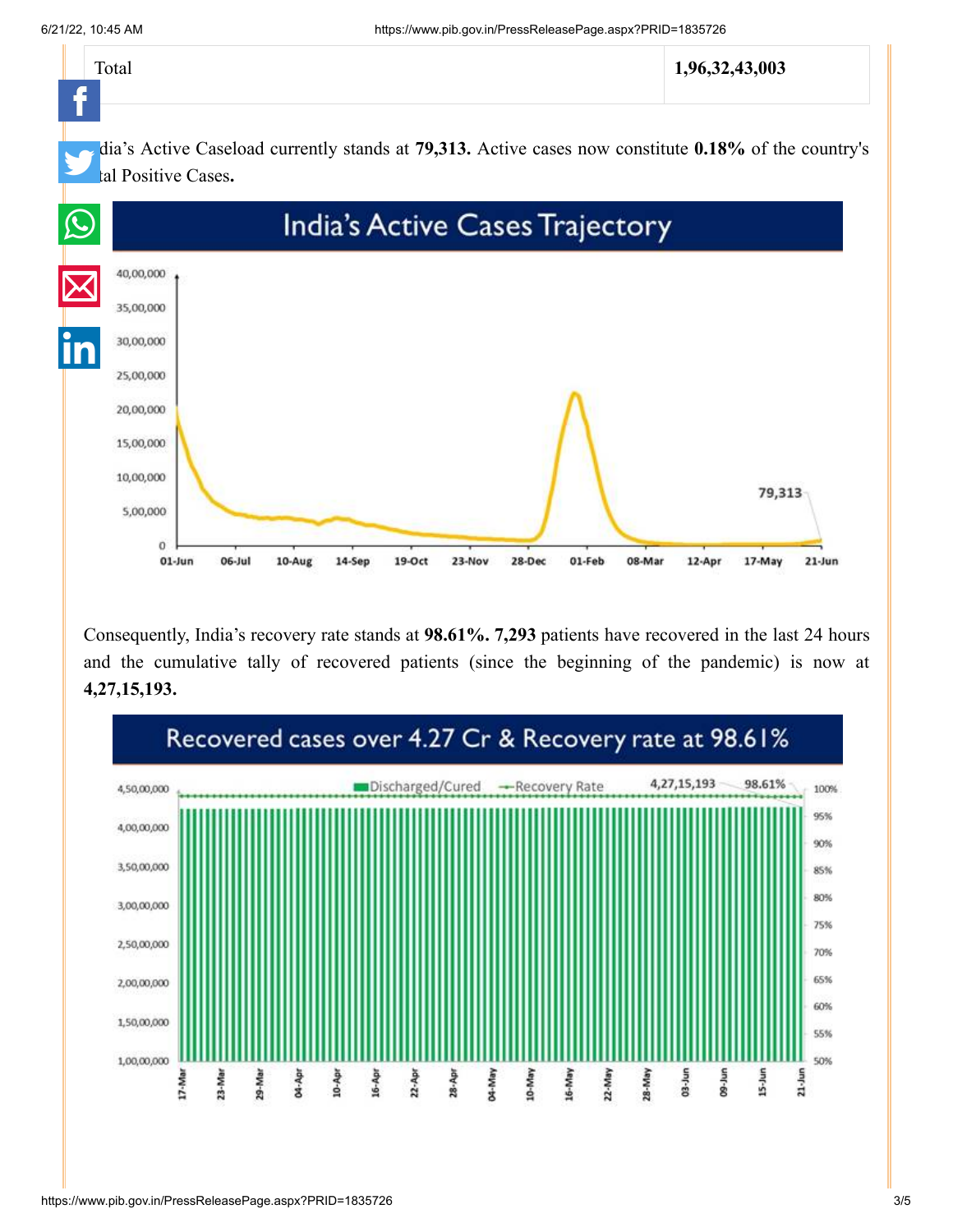| Total | 1,96,32,43,003 |
|---|---|

India's Active Caseload currently stands at **79,313.** Active cases now constitute **0.18%** of the country's total Positive Cases**.**

India's Active Cases Trajectory

40,00,000
35,00,000
30,00,000
25,00,000
20,00,000
15,00,000
10,00,000
5,00,000
0

01-Jun 06-Jul 10-Aug 14-Sep 19-Oct 23-Nov 28-Dec 01-Feb 08-Mar 12-Apr 17-May 21-Jun

79,313

Consequently, India's recovery rate stands at **98.61%. 7,293** patients have recovered in the last 24 hours and the cumulative tally of recovered patients (since the beginning of the pandemic) is now at **4,27,15,193.**

Recovered cases over 4.27 Cr & Recovery rate at 98.61%

Discharged/Cured — Recovery Rate

4,27,15,193 98.61%

4,50,00,000
4,00,00,000
3,50,00,000
3,00,00,000
2,50,00,000
2,00,00,000
1,50,00,000
1,00,00,000

100%
95%
90%
85%
80%
75%
70%
65%
60%
55%
50%

17-Mar 23-Mar 29-Mar 04-Apr 10-Apr 16-Apr 22-Apr 28-Apr 04-May 10-May 16-May 22-May 28-May 03-Jun 09-Jun 15-Jun 21-Jun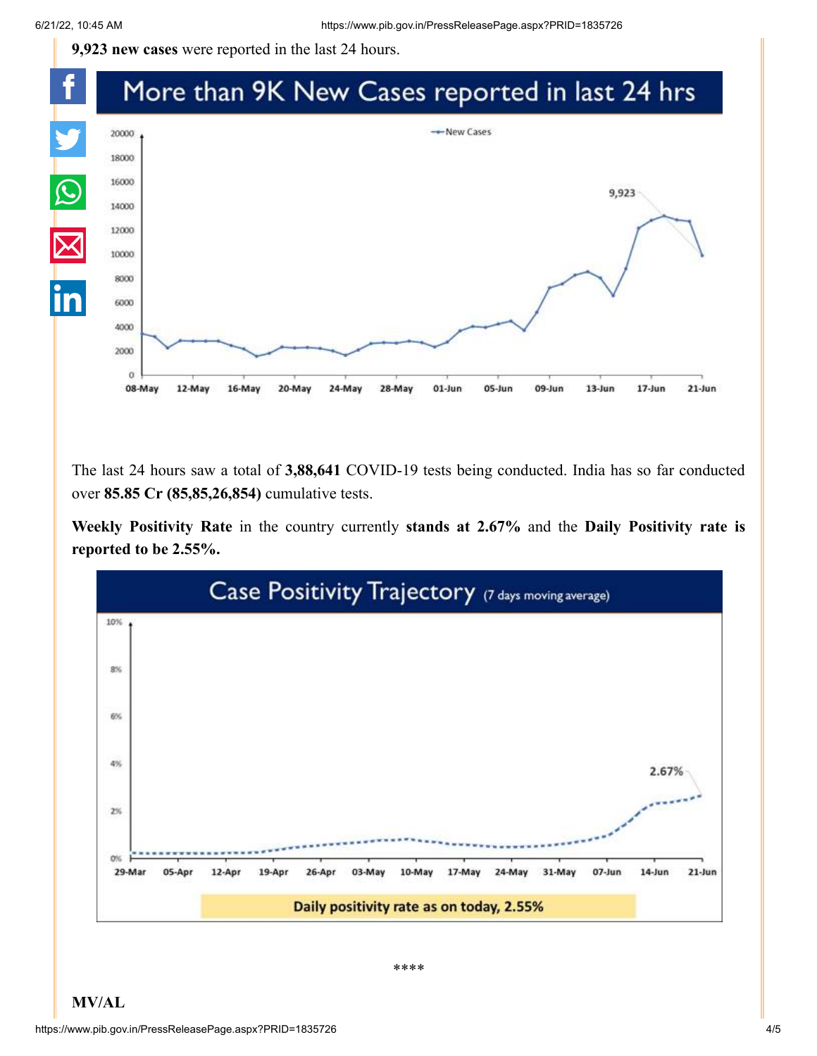**9,923 new cases** were reported in the last 24 hours.

More than 9K New Cases reported in last 24 hrs

New Cases

20000
18000
16000
14000
12000
10000
8000
6000
4000
2000
0

9,923

08-May 12-May 16-May 20-May 24-May 28-May 01-Jun 05-Jun 09-Jun 13-Jun 17-Jun 21-Jun

The last 24 hours saw a total of **3,88,641** COVID-19 tests being conducted. India has so far conducted over **85.85 Cr (85,85,26,854)** cumulative tests.

**Weekly Positivity Rate** in the country currently **stands at 2.67%** and the **Daily Positivity rate is reported to be 2.55%.**

Case Positivity Trajectory (7 days moving average)

10%
8%
6%
4%
2%
0%

2.67%

29-Mar 05-Apr 12-Apr 19-Apr 26-Apr 03-May 10-May 17-May 24-May 31-May 07-Jun 14-Jun 21-Jun

Daily positivity rate as on today, 2.55%

****

**MV/AL**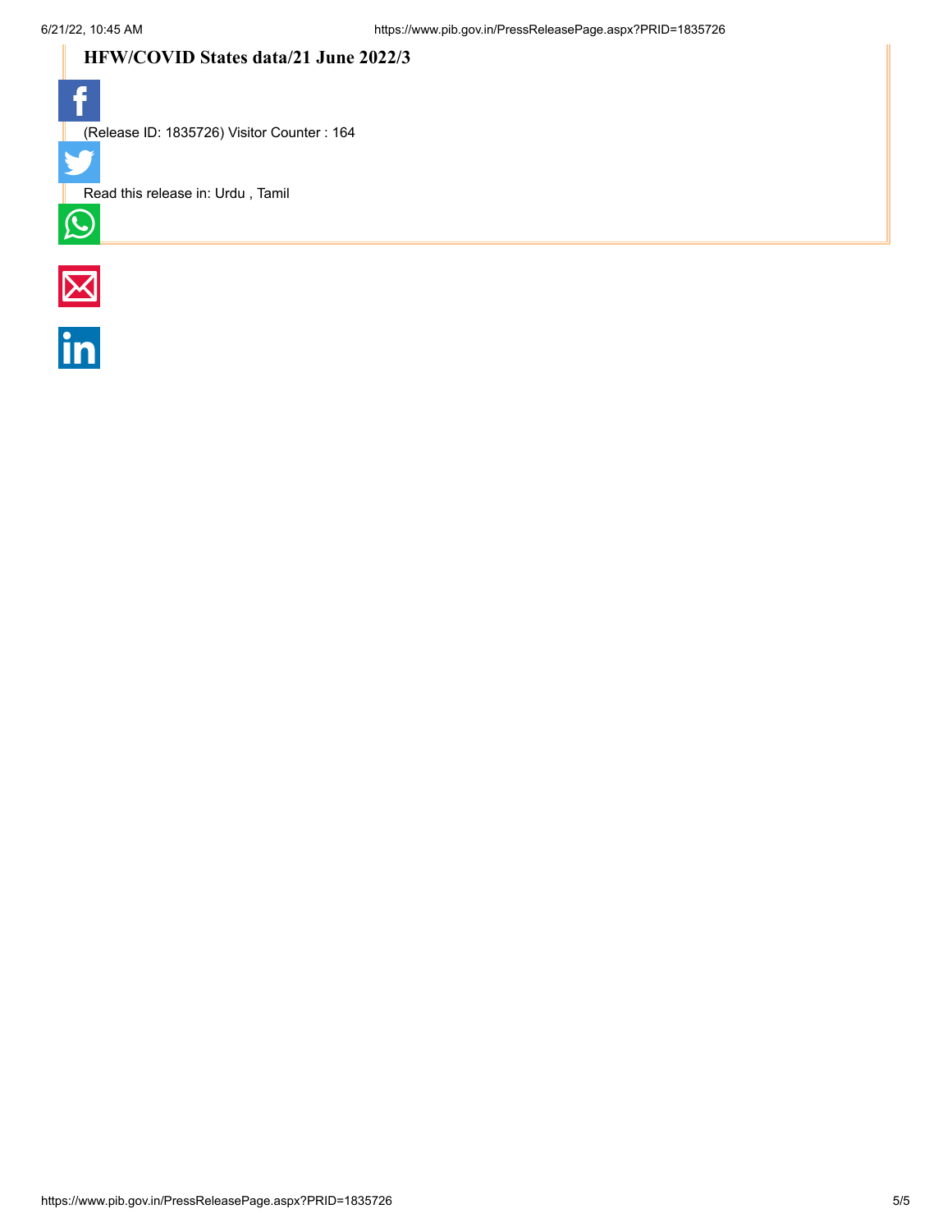**HFW/COVID States data/21 June 2022/3**

(Release ID: 1835726) Visitor Counter : 164

Read this release in: Urdu , Tamil